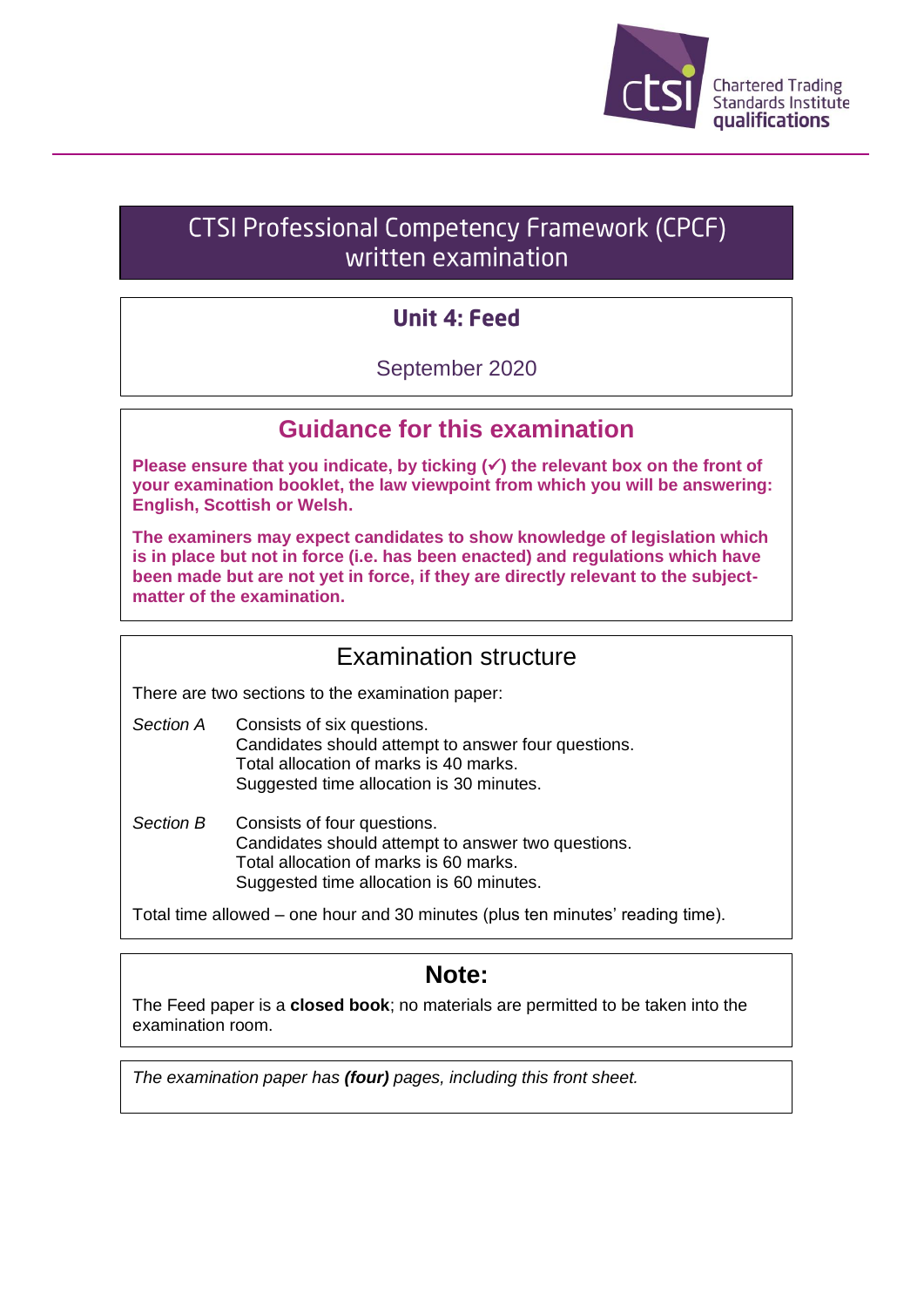Chartered Trading Standards Institute qualifications

# CTSI Professional Competency Framework (CPCF) written examination

## Unit 4: Feed

September 2020

## Guidance for this examination

**Please ensure that you indicate, by ticking (✓) the relevant box on the front of your examination booklet, the law viewpoint from which you will be answering: English, Scottish or Welsh.**

**The examiners may expect candidates to show knowledge of legislation which is in place but not in force (i.e. has been enacted) and regulations which have been made but are not yet in force, if they are directly relevant to the subject-matter of the examination.**

## Examination structure

There are two sections to the examination paper:

*Section A*
Consists of six questions.
Candidates should attempt to answer four questions.
Total allocation of marks is 40 marks.
Suggested time allocation is 30 minutes.

*Section B*
Consists of four questions.
Candidates should attempt to answer two questions.
Total allocation of marks is 60 marks.
Suggested time allocation is 60 minutes.

Total time allowed – one hour and 30 minutes (plus ten minutes' reading time).

## Note:

The Feed paper is a **closed book**; no materials are permitted to be taken into the examination room.

*The examination paper has **(four)** pages, including this front sheet.*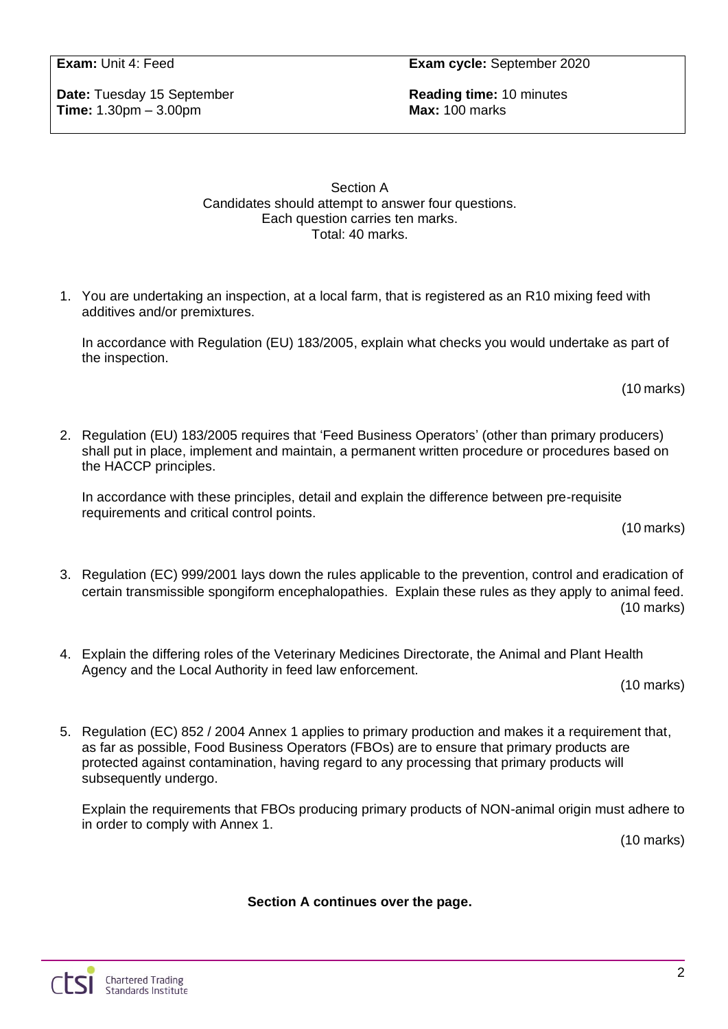| **Exam:** Unit 4: Feed | **Exam cycle:** September 2020 |
| --- | --- |
| **Date:** Tuesday 15 September<br>**Time:** 1.30pm – 3.00pm | **Reading time:** 10 minutes<br>**Max:** 100 marks |

## Section A

Candidates should attempt to answer four questions.
Each question carries ten marks.
Total: 40 marks.

1. You are undertaking an inspection, at a local farm, that is registered as an R10 mixing feed with additives and/or premixtures.

   In accordance with Regulation (EU) 183/2005, explain what checks you would undertake as part of the inspection.

   (10 marks)

2. Regulation (EU) 183/2005 requires that 'Feed Business Operators' (other than primary producers) shall put in place, implement and maintain, a permanent written procedure or procedures based on the HACCP principles.

   In accordance with these principles, detail and explain the difference between pre-requisite requirements and critical control points.

   (10 marks)

3. Regulation (EC) 999/2001 lays down the rules applicable to the prevention, control and eradication of certain transmissible spongiform encephalopathies. Explain these rules as they apply to animal feed.

   (10 marks)

4. Explain the differing roles of the Veterinary Medicines Directorate, the Animal and Plant Health Agency and the Local Authority in feed law enforcement.

   (10 marks)

5. Regulation (EC) 852 / 2004 Annex 1 applies to primary production and makes it a requirement that, as far as possible, Food Business Operators (FBOs) are to ensure that primary products are protected against contamination, having regard to any processing that primary products will subsequently undergo.

   Explain the requirements that FBOs producing primary products of NON-animal origin must adhere to in order to comply with Annex 1.

   (10 marks)

**Section A continues over the page.**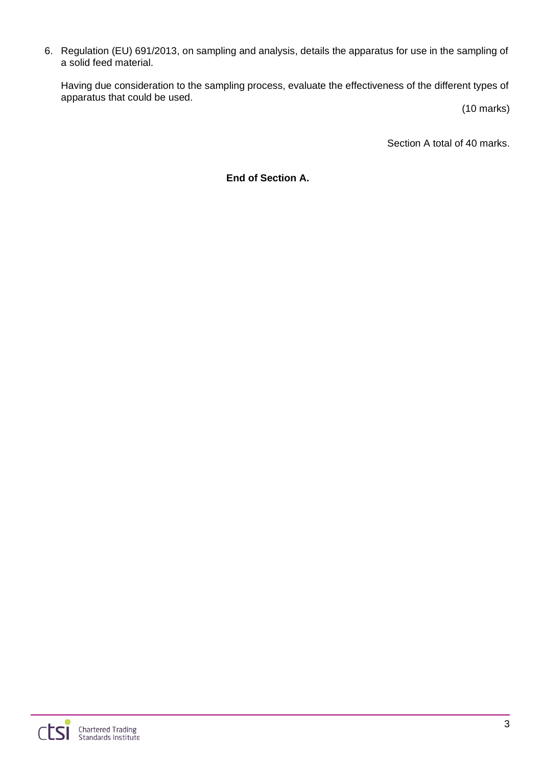6. Regulation (EU) 691/2013, on sampling and analysis, details the apparatus for use in the sampling of a solid feed material.

   Having due consideration to the sampling process, evaluate the effectiveness of the different types of apparatus that could be used.

   (10 marks)

Section A total of 40 marks.

**End of Section A.**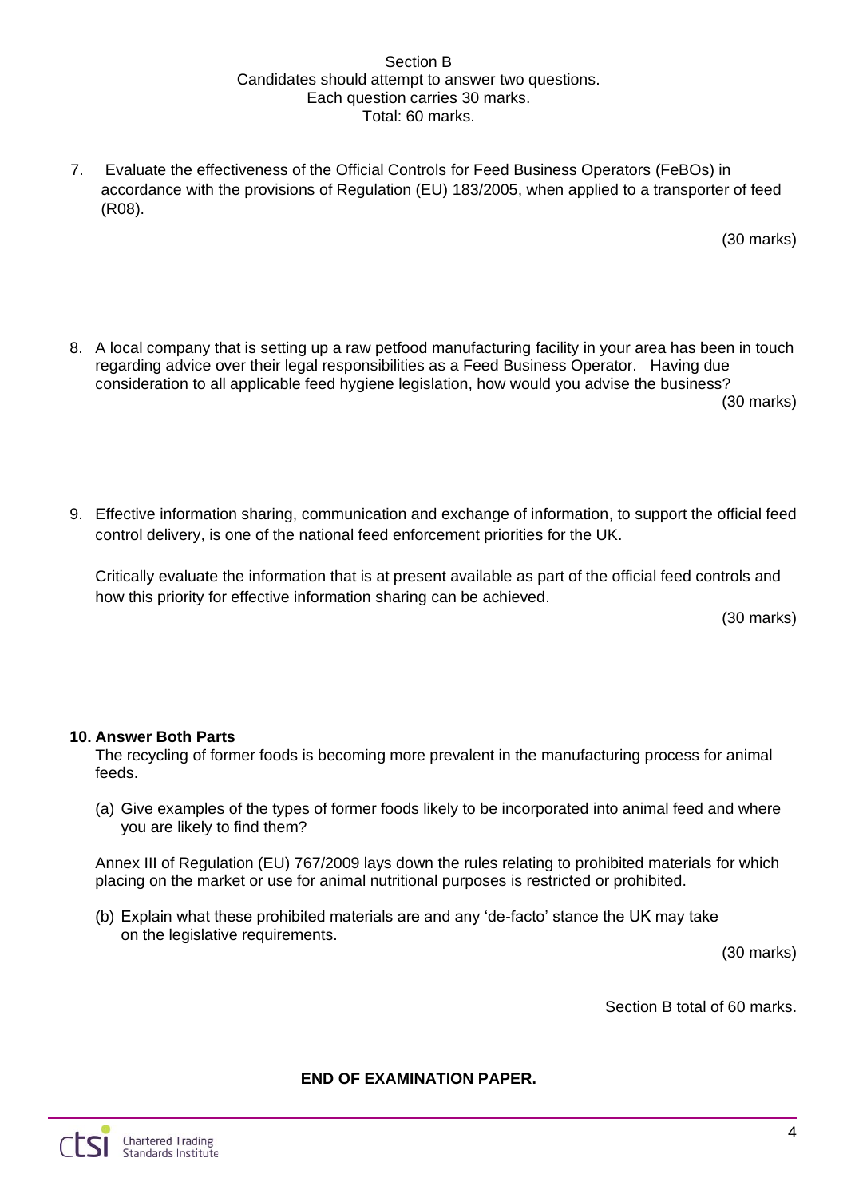Section B

Candidates should attempt to answer two questions.

Each question carries 30 marks.

Total: 60 marks.

7. Evaluate the effectiveness of the Official Controls for Feed Business Operators (FeBOs) in accordance with the provisions of Regulation (EU) 183/2005, when applied to a transporter of feed (R08).

(30 marks)

8. A local company that is setting up a raw petfood manufacturing facility in your area has been in touch regarding advice over their legal responsibilities as a Feed Business Operator. Having due consideration to all applicable feed hygiene legislation, how would you advise the business?

(30 marks)

9. Effective information sharing, communication and exchange of information, to support the official feed control delivery, is one of the national feed enforcement priorities for the UK.

   Critically evaluate the information that is at present available as part of the official feed controls and how this priority for effective information sharing can be achieved.

(30 marks)

**10. Answer Both Parts**

The recycling of former foods is becoming more prevalent in the manufacturing process for animal feeds.

(a) Give examples of the types of former foods likely to be incorporated into animal feed and where you are likely to find them?

Annex III of Regulation (EU) 767/2009 lays down the rules relating to prohibited materials for which placing on the market or use for animal nutritional purposes is restricted or prohibited.

(b) Explain what these prohibited materials are and any 'de-facto' stance the UK may take on the legislative requirements.

(30 marks)

Section B total of 60 marks.

**END OF EXAMINATION PAPER.**